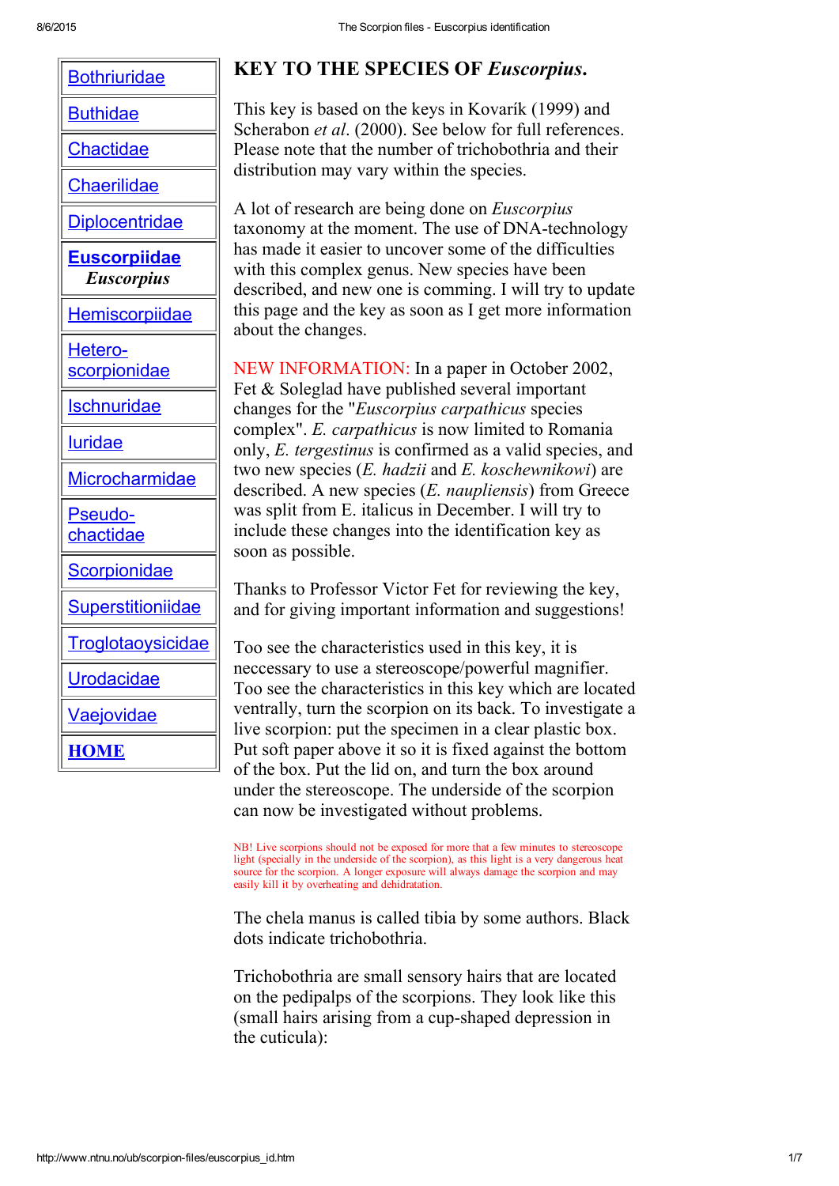- Bothriuridae
- Buthidae
- Chactidae
- Chaerilidae
- Diplocentridae
- **Euscorpiidae** ***Euscorpius***
- Hemiscorpiidae
- Hetero-scorpionidae
- Ischnuridae
- Iuridae
- Microcharmidae
- Pseudo-chactidae
- Scorpionidae
- Superstitioniidae
- Troglotaoysicidae
- Urodacidae
- Vaejovidae
- **HOME**

# KEY TO THE SPECIES OF *Euscorpius*.

This key is based on the keys in Kovarík (1999) and Scherabon *et al*. (2000). See below for full references. Please note that the number of trichobothria and their distribution may vary within the species.

A lot of research are being done on *Euscorpius* taxonomy at the moment. The use of DNA-technology has made it easier to uncover some of the difficulties with this complex genus. New species have been described, and new one is comming. I will try to update this page and the key as soon as I get more information about the changes.

NEW INFORMATION: In a paper in October 2002, Fet & Soleglad have published several important changes for the "*Euscorpius carpathicus* species complex". *E. carpathicus* is now limited to Romania only, *E. tergestinus* is confirmed as a valid species, and two new species (*E. hadzii* and *E. koschewnikowi*) are described. A new species (*E. naupliensis*) from Greece was split from E. italicus in December. I will try to include these changes into the identification key as soon as possible.

Thanks to Professor Victor Fet for reviewing the key, and for giving important information and suggestions!

Too see the characteristics used in this key, it is neccessary to use a stereoscope/powerful magnifier. Too see the characteristics in this key which are located ventrally, turn the scorpion on its back. To investigate a live scorpion: put the specimen in a clear plastic box. Put soft paper above it so it is fixed against the bottom of the box. Put the lid on, and turn the box around under the stereoscope. The underside of the scorpion can now be investigated without problems.

NB! Live scorpions should not be exposed for more that a few minutes to stereoscope light (specially in the underside of the scorpion), as this light is a very dangerous heat source for the scorpion. A longer exposure will always damage the scorpion and may easily kill it by overheating and dehidratation.

The chela manus is called tibia by some authors. Black dots indicate trichobothria.

Trichobothria are small sensory hairs that are located on the pedipalps of the scorpions. They look like this (small hairs arising from a cup-shaped depression in the cuticula):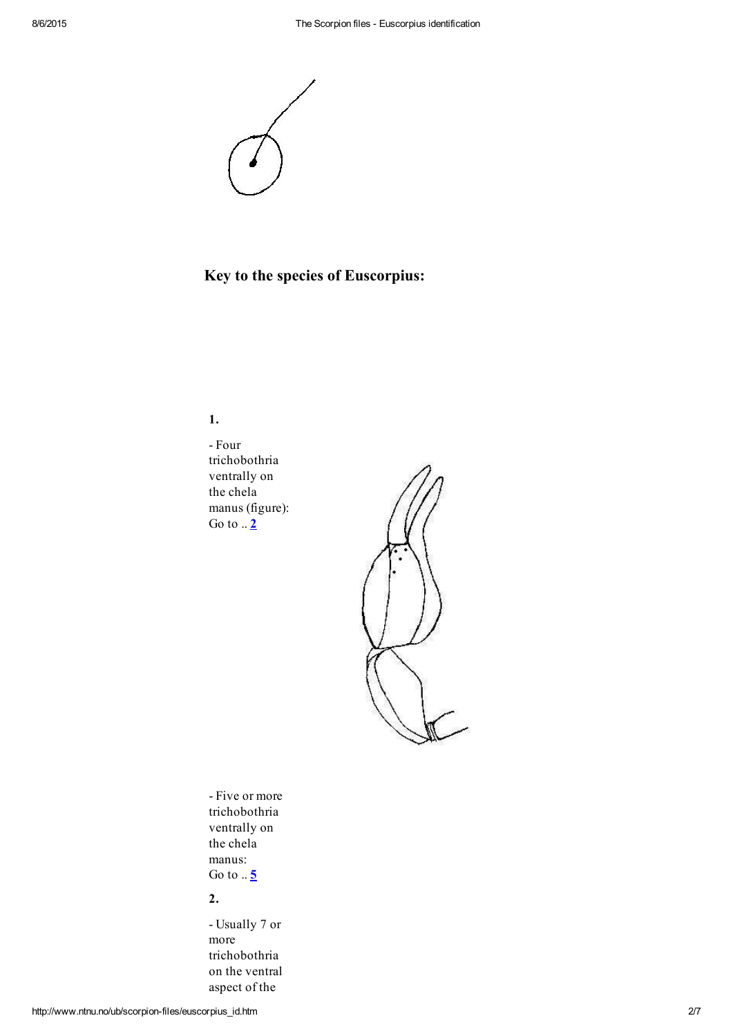## Key to the species of Euscorpius:

**1.**

- Four trichobothria ventrally on the chela manus (figure): Go to .. **2**

- Five or more trichobothria ventrally on the chela manus: Go to .. **5**

**2.**

- Usually 7 or more trichobothria on the ventral aspect of the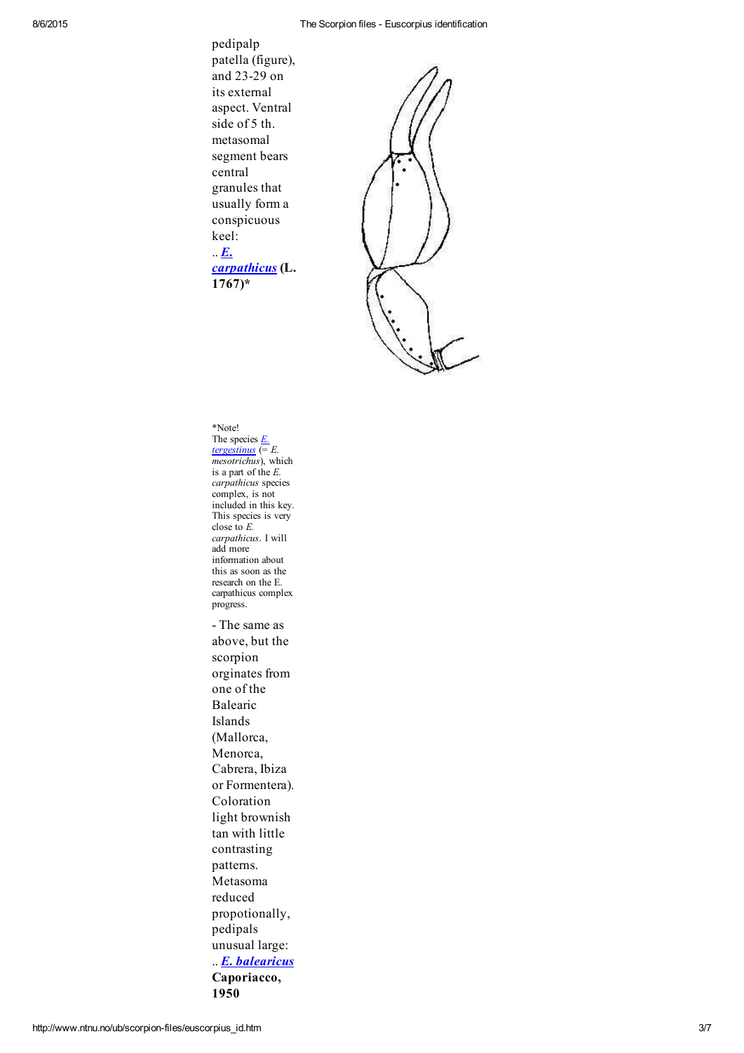pedipalp patella (figure), and 23-29 on its external aspect. Ventral side of 5 th. metasomal segment bears central granules that usually form a conspicuous keel:
.. ***E. carpathicus*** **(L. 1767)***

*Note!
The species *E. tergestinus* (= *E. mesotrichus*), which is a part of the *E. carpathicus* species complex, is not included in this key. This species is very close to *E. carpathicus*. I will add more information about this as soon as the research on the E. carpathicus complex progress.

- The same as above, but the scorpion orginates from one of the Balearic Islands (Mallorca, Menorca, Cabrera, Ibiza or Formentera). Coloration light brownish tan with little contrasting patterns. Metasoma reduced propotionally, pedipals unusual large:
.. ***E. balearicus*** **Caporiacco, 1950**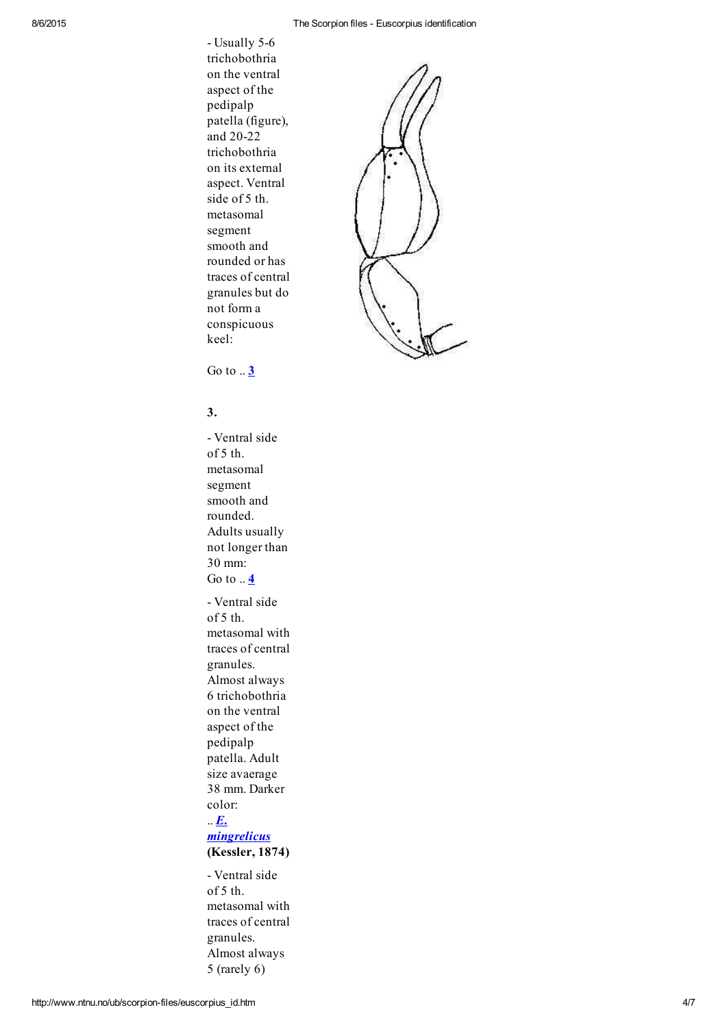- Usually 5-6 trichobothria on the ventral aspect of the pedipalp patella (figure), and 20-22 trichobothria on its external aspect. Ventral side of 5 th. metasomal segment smooth and rounded or has traces of central granules but do not form a conspicuous keel:

Go to .. **3**

**3.**

- Ventral side of 5 th. metasomal segment smooth and rounded. Adults usually not longer than 30 mm:
Go to .. **4**

- Ventral side of 5 th. metasomal with traces of central granules. Almost always 6 trichobothria on the ventral aspect of the pedipalp patella. Adult size avaerage 38 mm. Darker color:
.. ***E. mingrelicus*** **(Kessler, 1874)**

- Ventral side of 5 th. metasomal with traces of central granules. Almost always 5 (rarely 6)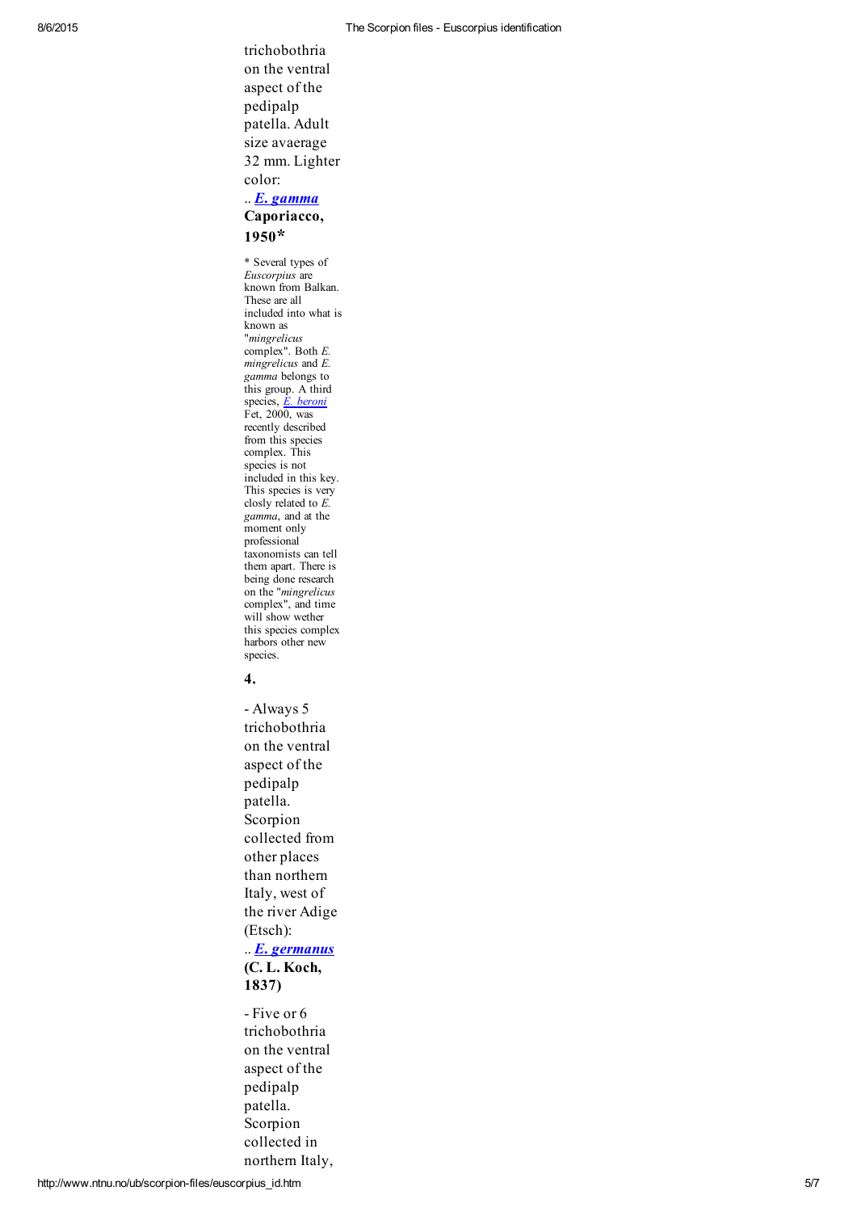trichobothria on the ventral aspect of the pedipalp patella. Adult size avaerage 32 mm. Lighter color:

.. ***E. gamma*** **Caporiacco, 1950***

\* Several types of *Euscorpius* are known from Balkan. These are all included into what is known as "*mingrelicus* complex". Both *E. mingrelicus* and *E. gamma* belongs to this group. A third species, *E. beroni* Fet, 2000, was recently described from this species complex. This species is not included in this key. This species is very closly related to *E. gamma*, and at the moment only professional taxonomists can tell them apart. There is being done research on the "*mingrelicus* complex", and time will show wether this species complex harbors other new species.

**4.**

\- Always 5 trichobothria on the ventral aspect of the pedipalp patella. Scorpion collected from other places than northern Italy, west of the river Adige (Etsch):

.. ***E. germanus*** **(C. L. Koch, 1837)**

\- Five or 6 trichobothria on the ventral aspect of the pedipalp patella. Scorpion collected in northern Italy,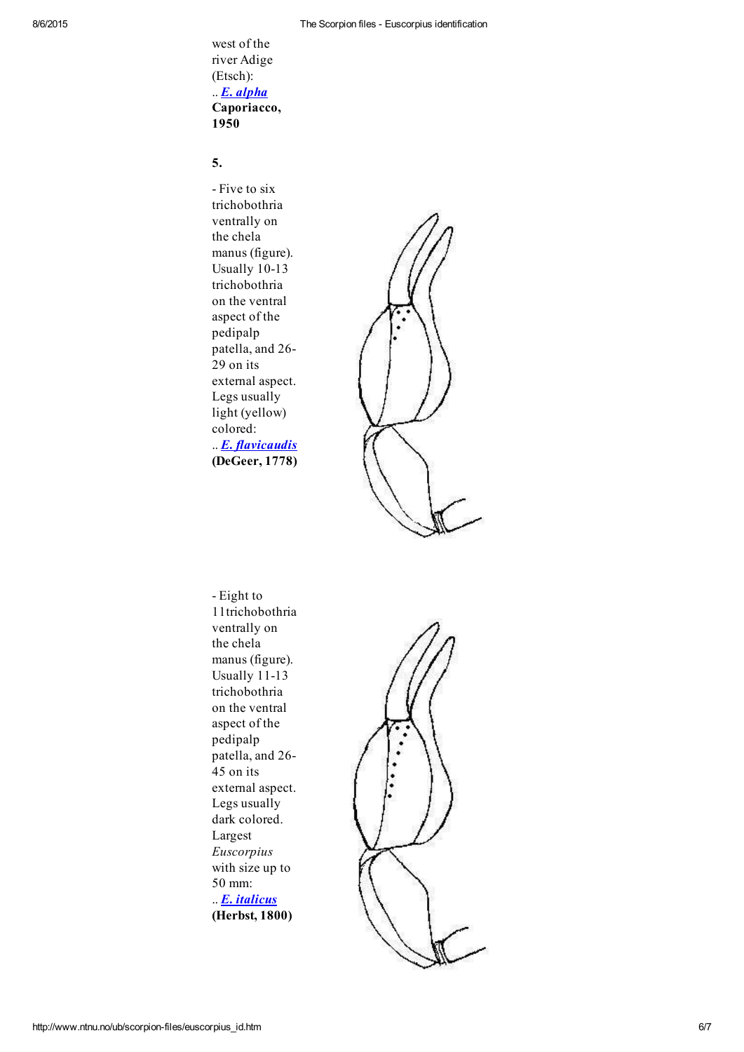west of the river Adige (Etsch):
.. ***E. alpha*** **Caporiacco, 1950**

**5.**

- Five to six trichobothria ventrally on the chela manus (figure). Usually 10-13 trichobothria on the ventral aspect of the pedipalp patella, and 26-29 on its external aspect. Legs usually light (yellow) colored:
.. ***E. flavicaudis*** **(DeGeer, 1778)**

- Eight to 11trichobothria ventrally on the chela manus (figure). Usually 11-13 trichobothria on the ventral aspect of the pedipalp patella, and 26-45 on its external aspect. Legs usually dark colored. Largest *Euscorpius* with size up to 50 mm:
.. ***E. italicus*** **(Herbst, 1800)**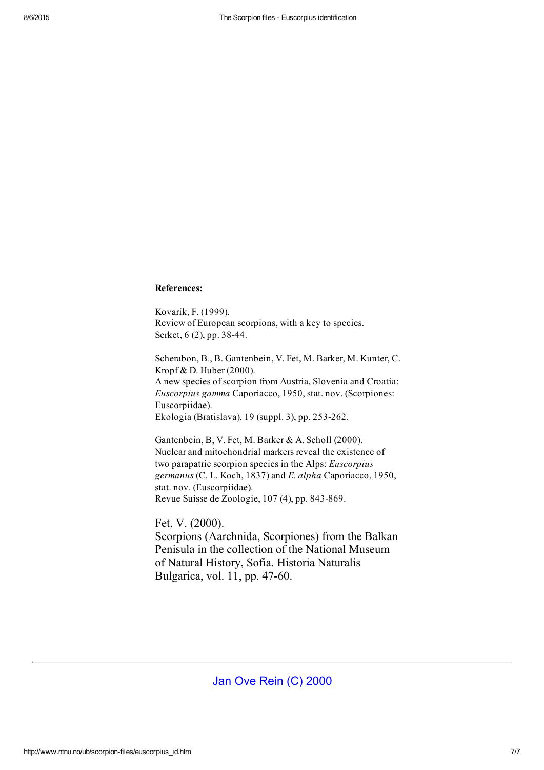**References:**

Kovarík, F. (1999).
Review of European scorpions, with a key to species.
Serket, 6 (2), pp. 38-44.

Scherabon, B., B. Gantenbein, V. Fet, M. Barker, M. Kunter, C. Kropf & D. Huber (2000).
A new species of scorpion from Austria, Slovenia and Croatia: *Euscorpius gamma* Caporiacco, 1950, stat. nov. (Scorpiones: Euscorpiidae).
Ekologia (Bratislava), 19 (suppl. 3), pp. 253-262.

Gantenbein, B, V. Fet, M. Barker & A. Scholl (2000).
Nuclear and mitochondrial markers reveal the existence of two parapatric scorpion species in the Alps: *Euscorpius germanus* (C. L. Koch, 1837) and *E. alpha* Caporiacco, 1950, stat. nov. (Euscorpiidae).
Revue Suisse de Zoologie, 107 (4), pp. 843-869.

Fet, V. (2000).
Scorpions (Aarchnida, Scorpiones) from the Balkan Penisula in the collection of the National Museum of Natural History, Sofia. Historia Naturalis Bulgarica, vol. 11, pp. 47-60.

---

Jan Ove Rein (C) 2000